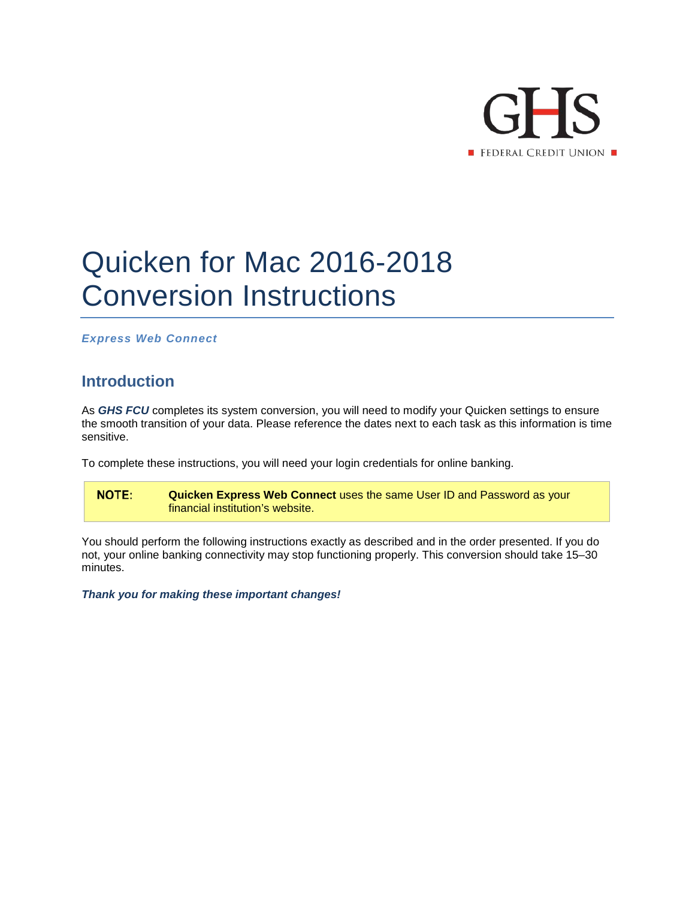GHS

FEDERAL CREDIT UNION

# Quicken for Mac 2016-2018 Conversion Instructions

***Express Web Connect***

## Introduction

As ***GHS FCU*** completes its system conversion, you will need to modify your Quicken settings to ensure the smooth transition of your data. Please reference the dates next to each task as this information is time sensitive.

To complete these instructions, you will need your login credentials for online banking.

> **NOTE:** **Quicken Express Web Connect** uses the same User ID and Password as your financial institution's website.

You should perform the following instructions exactly as described and in the order presented. If you do not, your online banking connectivity may stop functioning properly. This conversion should take 15–30 minutes.

***Thank you for making these important changes!***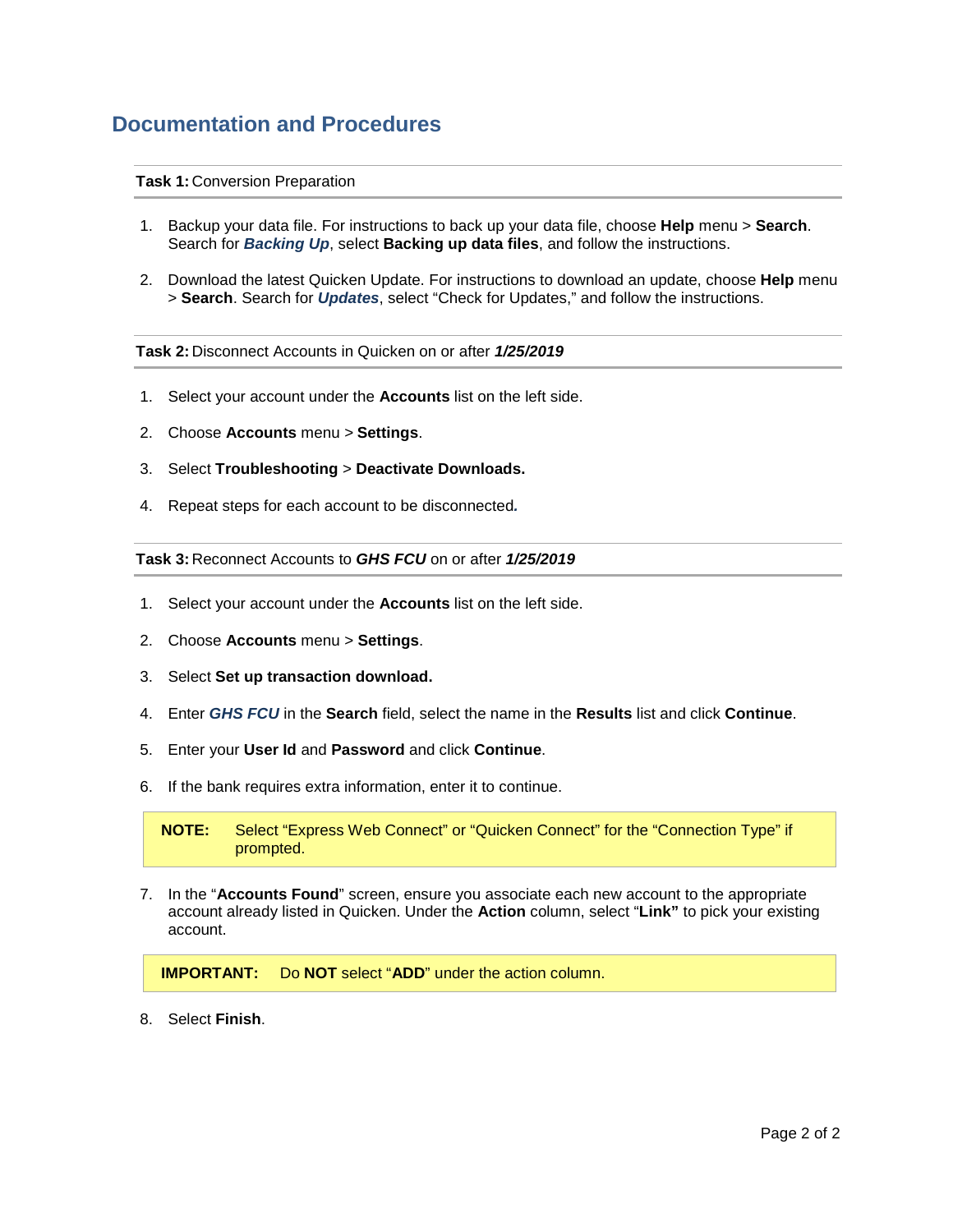## Documentation and Procedures

**Task 1:** Conversion Preparation

1. Backup your data file. For instructions to back up your data file, choose **Help** menu > **Search**. Search for ***Backing Up***, select **Backing up data files**, and follow the instructions.

2. Download the latest Quicken Update. For instructions to download an update, choose **Help** menu > **Search**. Search for ***Updates***, select “Check for Updates,” and follow the instructions.

**Task 2:** Disconnect Accounts in Quicken on or after ***1/25/2019***

1. Select your account under the **Accounts** list on the left side.

2. Choose **Accounts** menu > **Settings**.

3. Select **Troubleshooting** > **Deactivate Downloads.**

4. Repeat steps for each account to be disconnected.

**Task 3:** Reconnect Accounts to ***GHS FCU*** on or after ***1/25/2019***

1. Select your account under the **Accounts** list on the left side.

2. Choose **Accounts** menu > **Settings**.

3. Select **Set up transaction download.**

4. Enter ***GHS FCU*** in the **Search** field, select the name in the **Results** list and click **Continue**.

5. Enter your **User Id** and **Password** and click **Continue**.

6. If the bank requires extra information, enter it to continue.

> **NOTE:** Select “Express Web Connect” or “Quicken Connect” for the “Connection Type” if prompted.

7. In the “**Accounts Found**” screen, ensure you associate each new account to the appropriate account already listed in Quicken. Under the **Action** column, select “**Link”** to pick your existing account.

> **IMPORTANT:** Do **NOT** select “**ADD**” under the action column.

8. Select **Finish**.